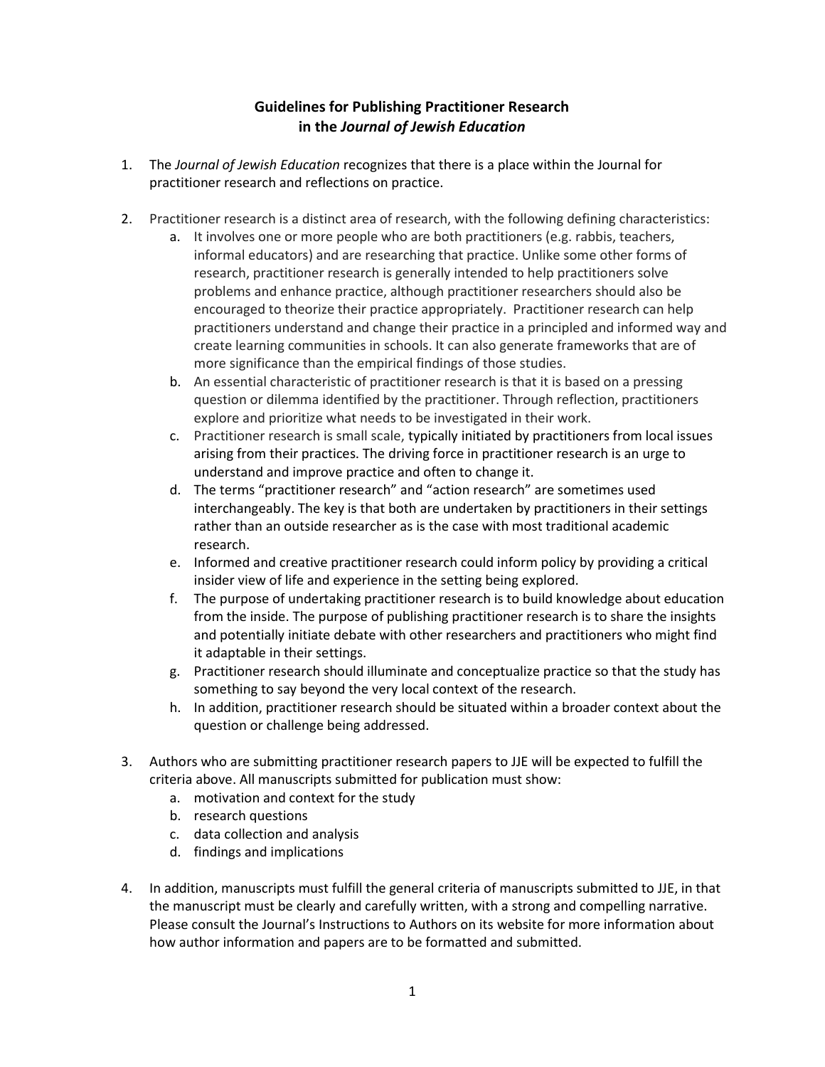# Guidelines for Publishing Practitioner Research in the *Journal of Jewish Education*

1. The *Journal of Jewish Education* recognizes that there is a place within the Journal for practitioner research and reflections on practice.

2. Practitioner research is a distinct area of research, with the following defining characteristics:
   a. It involves one or more people who are both practitioners (e.g. rabbis, teachers, informal educators) and are researching that practice. Unlike some other forms of research, practitioner research is generally intended to help practitioners solve problems and enhance practice, although practitioner researchers should also be encouraged to theorize their practice appropriately. Practitioner research can help practitioners understand and change their practice in a principled and informed way and create learning communities in schools. It can also generate frameworks that are of more significance than the empirical findings of those studies.
   b. An essential characteristic of practitioner research is that it is based on a pressing question or dilemma identified by the practitioner. Through reflection, practitioners explore and prioritize what needs to be investigated in their work.
   c. Practitioner research is small scale, typically initiated by practitioners from local issues arising from their practices. The driving force in practitioner research is an urge to understand and improve practice and often to change it.
   d. The terms "practitioner research" and "action research" are sometimes used interchangeably. The key is that both are undertaken by practitioners in their settings rather than an outside researcher as is the case with most traditional academic research.
   e. Informed and creative practitioner research could inform policy by providing a critical insider view of life and experience in the setting being explored.
   f. The purpose of undertaking practitioner research is to build knowledge about education from the inside. The purpose of publishing practitioner research is to share the insights and potentially initiate debate with other researchers and practitioners who might find it adaptable in their settings.
   g. Practitioner research should illuminate and conceptualize practice so that the study has something to say beyond the very local context of the research.
   h. In addition, practitioner research should be situated within a broader context about the question or challenge being addressed.

3. Authors who are submitting practitioner research papers to JJE will be expected to fulfill the criteria above. All manuscripts submitted for publication must show:
   a. motivation and context for the study
   b. research questions
   c. data collection and analysis
   d. findings and implications

4. In addition, manuscripts must fulfill the general criteria of manuscripts submitted to JJE, in that the manuscript must be clearly and carefully written, with a strong and compelling narrative. Please consult the Journal's Instructions to Authors on its website for more information about how author information and papers are to be formatted and submitted.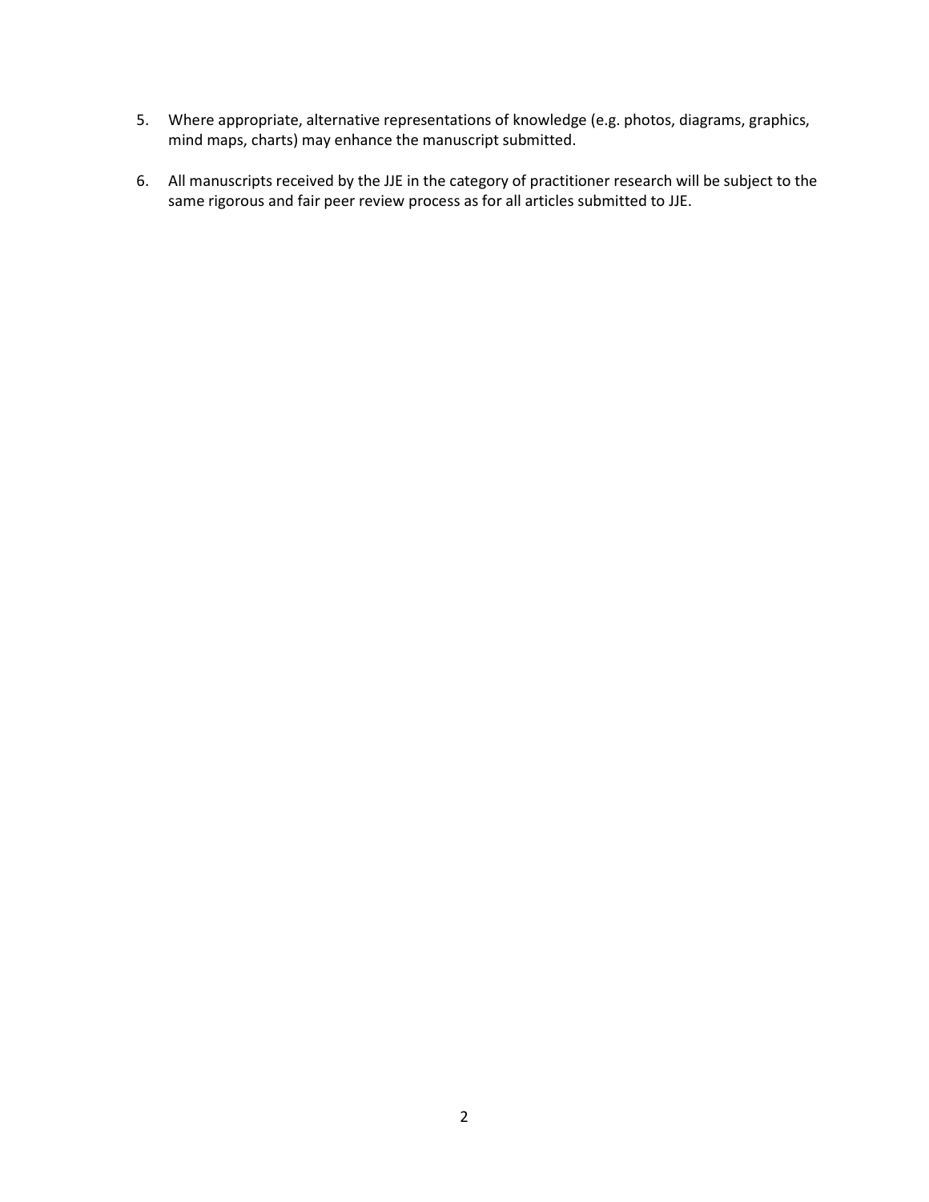5. Where appropriate, alternative representations of knowledge (e.g. photos, diagrams, graphics, mind maps, charts) may enhance the manuscript submitted.

6. All manuscripts received by the JJE in the category of practitioner research will be subject to the same rigorous and fair peer review process as for all articles submitted to JJE.